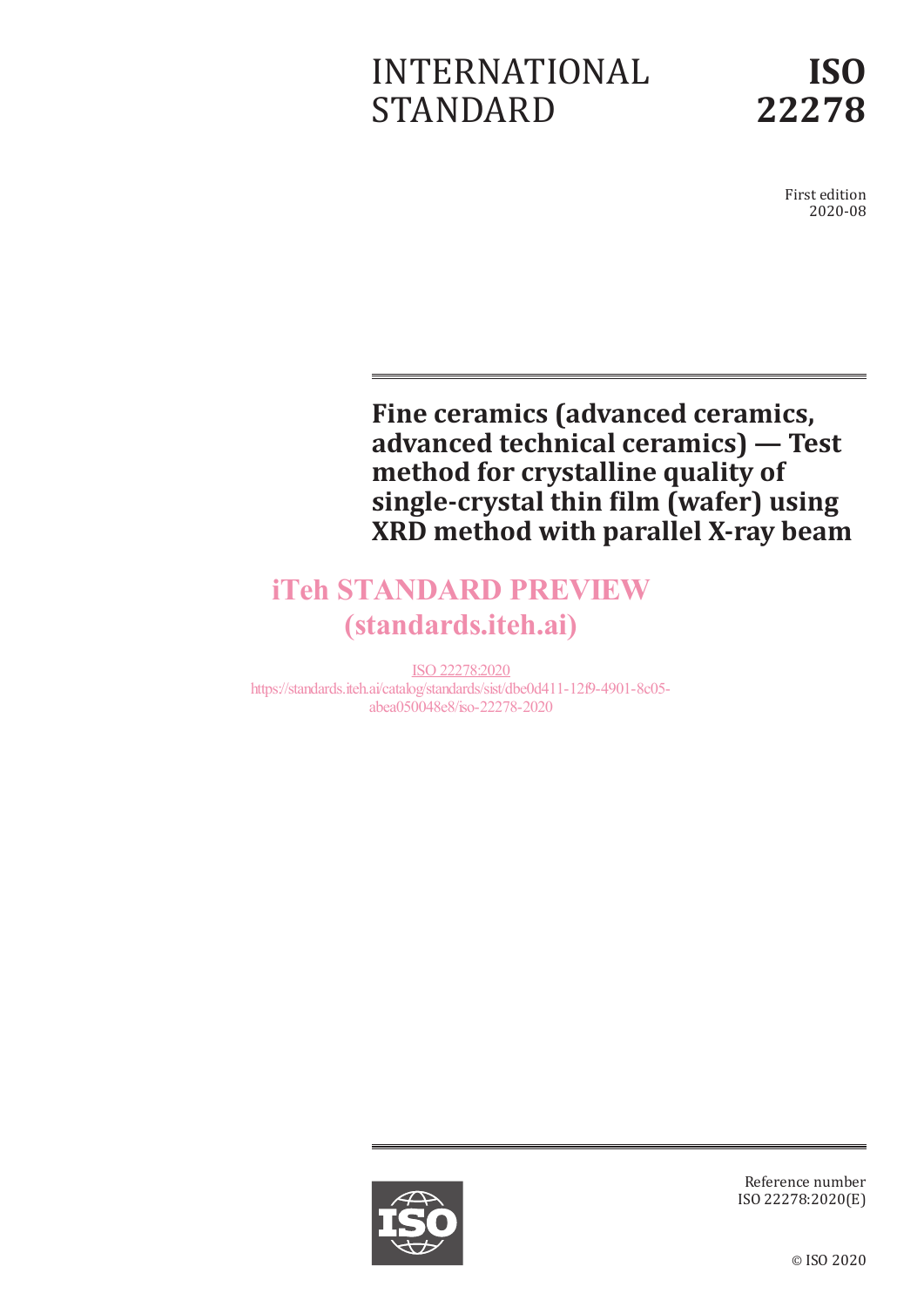# INTERNATIONAL STANDARD

**ISO 22278**

First edition
2020-08

# Fine ceramics (advanced ceramics, advanced technical ceramics) — Test method for crystalline quality of single-crystal thin film (wafer) using XRD method with parallel X-ray beam

iTeh STANDARD PREVIEW
(standards.iteh.ai)

ISO 22278:2020
https://standards.iteh.ai/catalog/standards/sist/dbe0d411-12f9-4901-8c05-abea050048e8/iso-22278-2020

Reference number
ISO 22278:2020(E)

© ISO 2020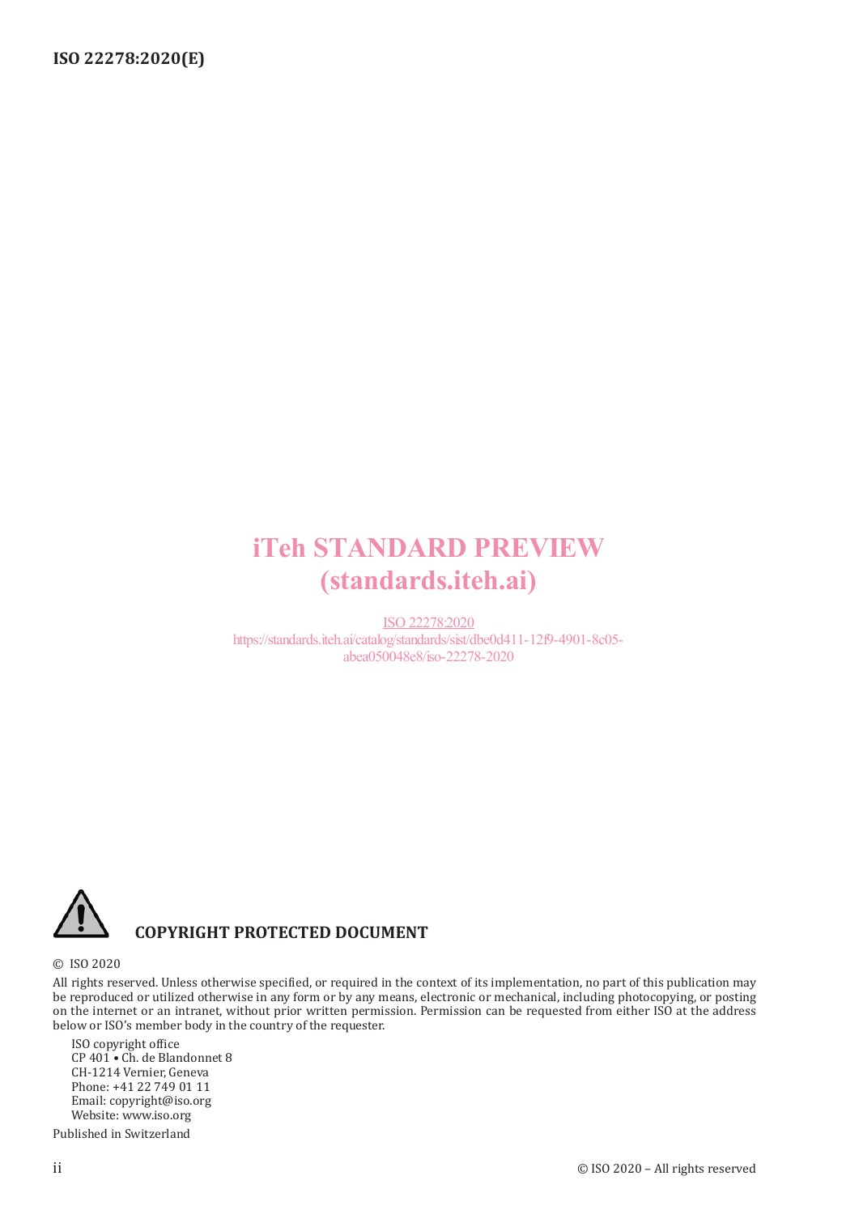iTeh STANDARD PREVIEW
(standards.iteh.ai)

ISO 22278:2020
https://standards.iteh.ai/catalog/standards/sist/dbe0d411-12f9-4901-8c05-abea050048e8/iso-22278-2020

**COPYRIGHT PROTECTED DOCUMENT**

© ISO 2020

All rights reserved. Unless otherwise specified, or required in the context of its implementation, no part of this publication may be reproduced or utilized otherwise in any form or by any means, electronic or mechanical, including photocopying, or posting on the internet or an intranet, without prior written permission. Permission can be requested from either ISO at the address below or ISO's member body in the country of the requester.

ISO copyright office
CP 401 • Ch. de Blandonnet 8
CH-1214 Vernier, Geneva
Phone: +41 22 749 01 11
Email: copyright@iso.org
Website: www.iso.org

Published in Switzerland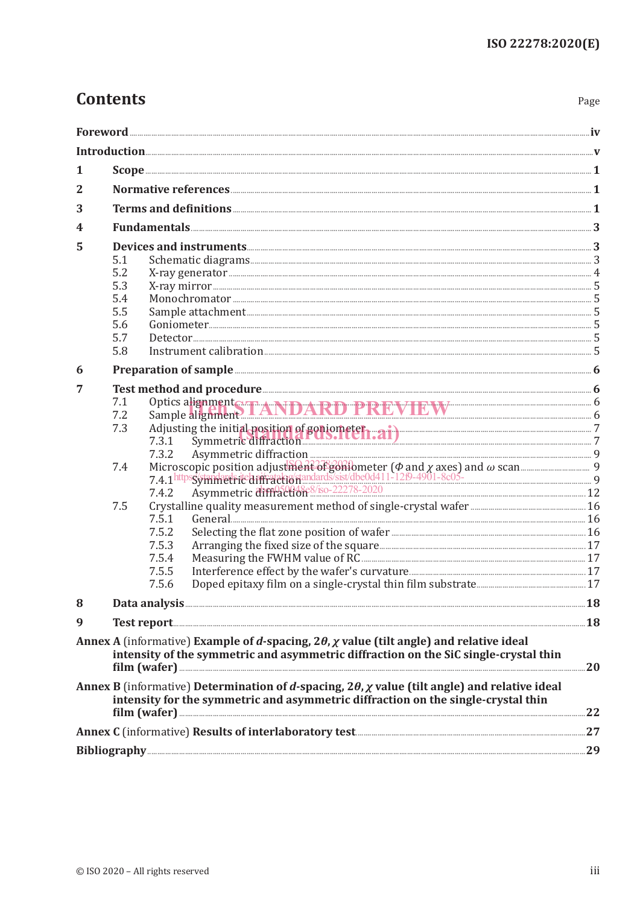# Contents

| | | Page |
|---|---|---|
| **Foreword** | | **iv** |
| **Introduction** | | **v** |
| **1** | **Scope** | **1** |
| **2** | **Normative references** | **1** |
| **3** | **Terms and definitions** | **1** |
| **4** | **Fundamentals** | **3** |
| **5** | **Devices and instruments** | **3** |
| | 5.1 Schematic diagrams | 3 |
| | 5.2 X-ray generator | 4 |
| | 5.3 X-ray mirror | 5 |
| | 5.4 Monochromator | 5 |
| | 5.5 Sample attachment | 5 |
| | 5.6 Goniometer | 5 |
| | 5.7 Detector | 5 |
| | 5.8 Instrument calibration | 5 |
| **6** | **Preparation of sample** | **6** |
| **7** | **Test method and procedure** | **6** |
| | 7.1 Optics alignment | 6 |
| | 7.2 Sample alignment | 6 |
| | 7.3 Adjusting the initial position of goniometer | 7 |
| | 7.3.1 Symmetric diffraction | 7 |
| | 7.3.2 Asymmetric diffraction | 9 |
| | 7.4 Microscopic position adjustment of goniometer ($\Phi$ and $\chi$ axes) and $\omega$ scan | 9 |
| | 7.4.1 Symmetric diffraction | 9 |
| | 7.4.2 Asymmetric diffraction | 12 |
| | 7.5 Crystalline quality measurement method of single-crystal wafer | 16 |
| | 7.5.1 General | 16 |
| | 7.5.2 Selecting the flat zone position of wafer | 16 |
| | 7.5.3 Arranging the fixed size of the square | 17 |
| | 7.5.4 Measuring the FWHM value of RC | 17 |
| | 7.5.5 Interference effect by the wafer's curvature | 17 |
| | 7.5.6 Doped epitaxy film on a single-crystal thin film substrate | 17 |
| **8** | **Data analysis** | **18** |
| **9** | **Test report** | **18** |
| **Annex A** (informative) **Example of *d*-spacing, 2$\theta$, $\chi$ value (tilt angle) and relative ideal intensity of the symmetric and asymmetric diffraction on the SiC single-crystal thin film (wafer)** | | **20** |
| **Annex B** (informative) **Determination of *d*-spacing, 2$\theta$, $\chi$ value (tilt angle) and relative ideal intensity for the symmetric and asymmetric diffraction on the single-crystal thin film (wafer)** | | **22** |
| **Annex C** (informative) **Results of interlaboratory test** | | **27** |
| **Bibliography** | | **29** |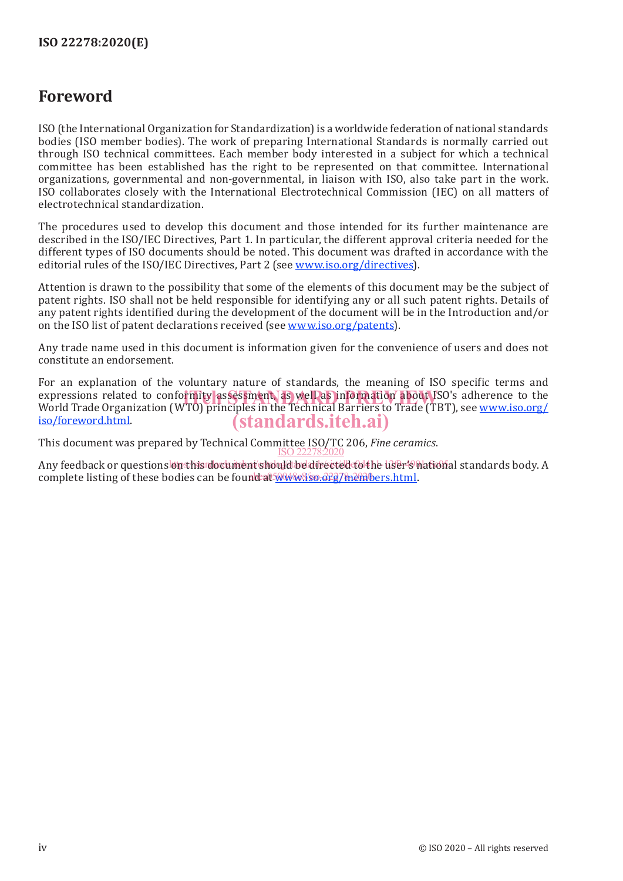# Foreword

ISO (the International Organization for Standardization) is a worldwide federation of national standards bodies (ISO member bodies). The work of preparing International Standards is normally carried out through ISO technical committees. Each member body interested in a subject for which a technical committee has been established has the right to be represented on that committee. International organizations, governmental and non-governmental, in liaison with ISO, also take part in the work. ISO collaborates closely with the International Electrotechnical Commission (IEC) on all matters of electrotechnical standardization.

The procedures used to develop this document and those intended for its further maintenance are described in the ISO/IEC Directives, Part 1. In particular, the different approval criteria needed for the different types of ISO documents should be noted. This document was drafted in accordance with the editorial rules of the ISO/IEC Directives, Part 2 (see www.iso.org/directives).

Attention is drawn to the possibility that some of the elements of this document may be the subject of patent rights. ISO shall not be held responsible for identifying any or all such patent rights. Details of any patent rights identified during the development of the document will be in the Introduction and/or on the ISO list of patent declarations received (see www.iso.org/patents).

Any trade name used in this document is information given for the convenience of users and does not constitute an endorsement.

For an explanation of the voluntary nature of standards, the meaning of ISO specific terms and expressions related to conformity assessment, as well as information about ISO's adherence to the World Trade Organization (WTO) principles in the Technical Barriers to Trade (TBT), see www.iso.org/iso/foreword.html.

This document was prepared by Technical Committee ISO/TC 206, *Fine ceramics*.

Any feedback or questions on this document should be directed to the user's national standards body. A complete listing of these bodies can be found at www.iso.org/members.html.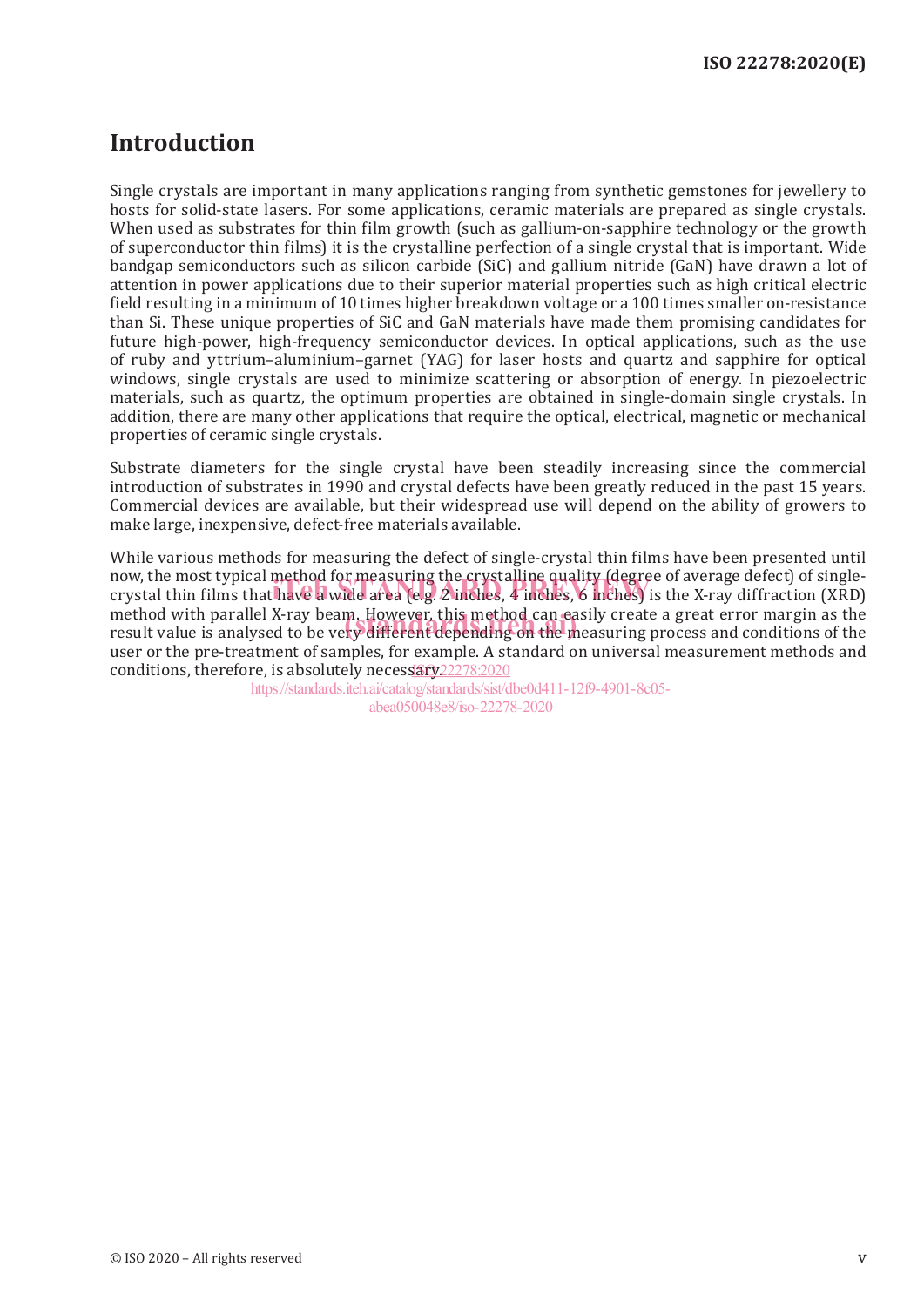# Introduction

Single crystals are important in many applications ranging from synthetic gemstones for jewellery to hosts for solid-state lasers. For some applications, ceramic materials are prepared as single crystals. When used as substrates for thin film growth (such as gallium-on-sapphire technology or the growth of superconductor thin films) it is the crystalline perfection of a single crystal that is important. Wide bandgap semiconductors such as silicon carbide (SiC) and gallium nitride (GaN) have drawn a lot of attention in power applications due to their superior material properties such as high critical electric field resulting in a minimum of 10 times higher breakdown voltage or a 100 times smaller on-resistance than Si. These unique properties of SiC and GaN materials have made them promising candidates for future high-power, high-frequency semiconductor devices. In optical applications, such as the use of ruby and yttrium–aluminium–garnet (YAG) for laser hosts and quartz and sapphire for optical windows, single crystals are used to minimize scattering or absorption of energy. In piezoelectric materials, such as quartz, the optimum properties are obtained in single-domain single crystals. In addition, there are many other applications that require the optical, electrical, magnetic or mechanical properties of ceramic single crystals.

Substrate diameters for the single crystal have been steadily increasing since the commercial introduction of substrates in 1990 and crystal defects have been greatly reduced in the past 15 years. Commercial devices are available, but their widespread use will depend on the ability of growers to make large, inexpensive, defect-free materials available.

While various methods for measuring the defect of single-crystal thin films have been presented until now, the most typical method for measuring the crystalline quality (degree of average defect) of single-crystal thin films that have a wide area (e.g. 2 inches, 4 inches, 6 inches) is the X-ray diffraction (XRD) method with parallel X-ray beam. However, this method can easily create a great error margin as the result value is analysed to be very different depending on the measuring process and conditions of the user or the pre-treatment of samples, for example. A standard on universal measurement methods and conditions, therefore, is absolutely necessary.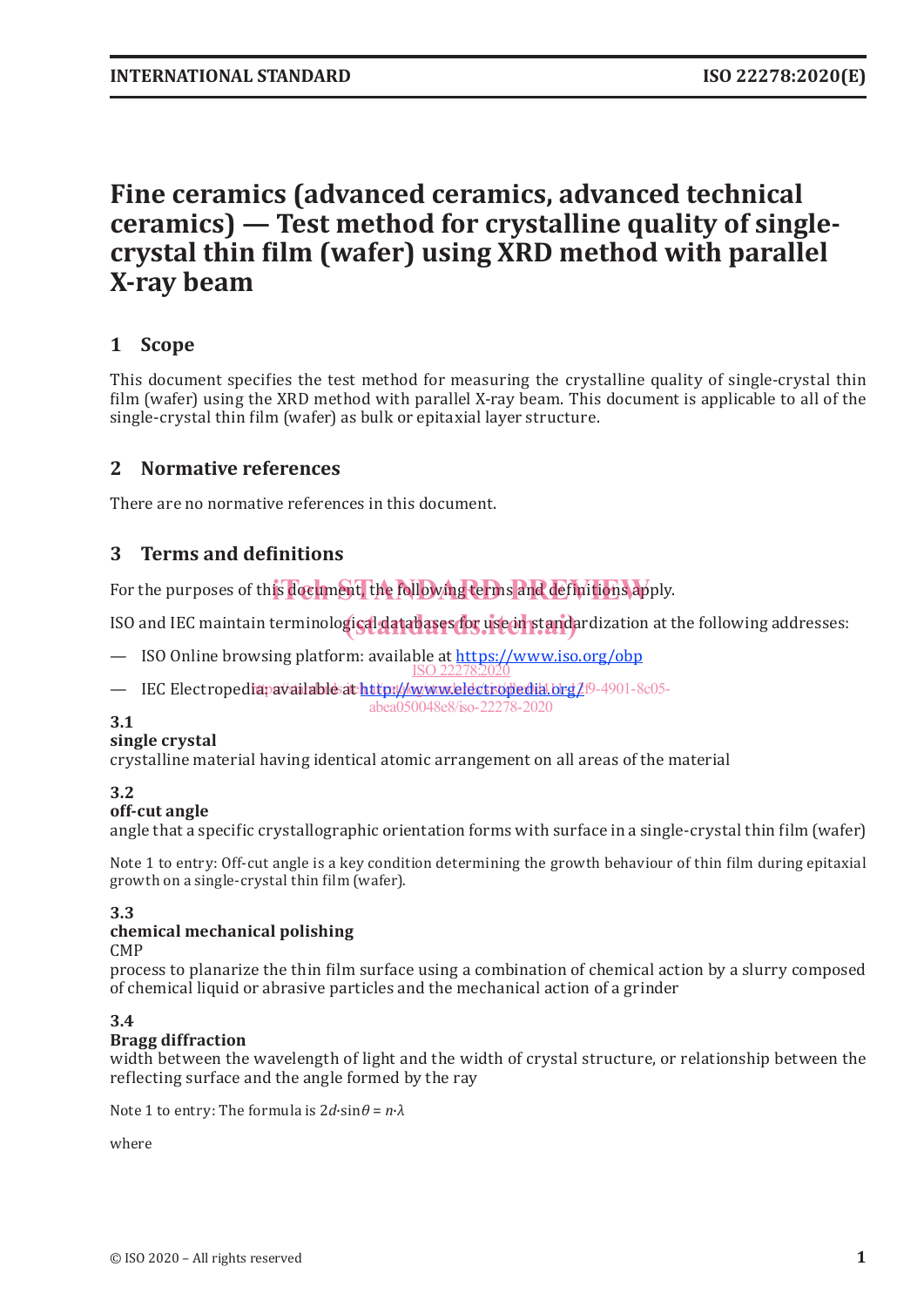# Fine ceramics (advanced ceramics, advanced technical ceramics) — Test method for crystalline quality of single-crystal thin film (wafer) using XRD method with parallel X-ray beam

## 1 Scope

This document specifies the test method for measuring the crystalline quality of single-crystal thin film (wafer) using the XRD method with parallel X-ray beam. This document is applicable to all of the single-crystal thin film (wafer) as bulk or epitaxial layer structure.

## 2 Normative references

There are no normative references in this document.

## 3 Terms and definitions

For the purposes of this document, the following terms and definitions apply.

ISO and IEC maintain terminological databases for use in standardization at the following addresses:

— ISO Online browsing platform: available at https://www.iso.org/obp

— IEC Electropedia: available at http://www.electropedia.org/

### 3.1

**single crystal**

crystalline material having identical atomic arrangement on all areas of the material

### 3.2

**off-cut angle**

angle that a specific crystallographic orientation forms with surface in a single-crystal thin film (wafer)

Note 1 to entry: Off-cut angle is a key condition determining the growth behaviour of thin film during epitaxial growth on a single-crystal thin film (wafer).

### 3.3

**chemical mechanical polishing**

CMP

process to planarize the thin film surface using a combination of chemical action by a slurry composed of chemical liquid or abrasive particles and the mechanical action of a grinder

### 3.4

**Bragg diffraction**

width between the wavelength of light and the width of crystal structure, or relationship between the reflecting surface and the angle formed by the ray

Note 1 to entry: The formula is $2d{\cdot}\sin\theta = n{\cdot}\lambda$

where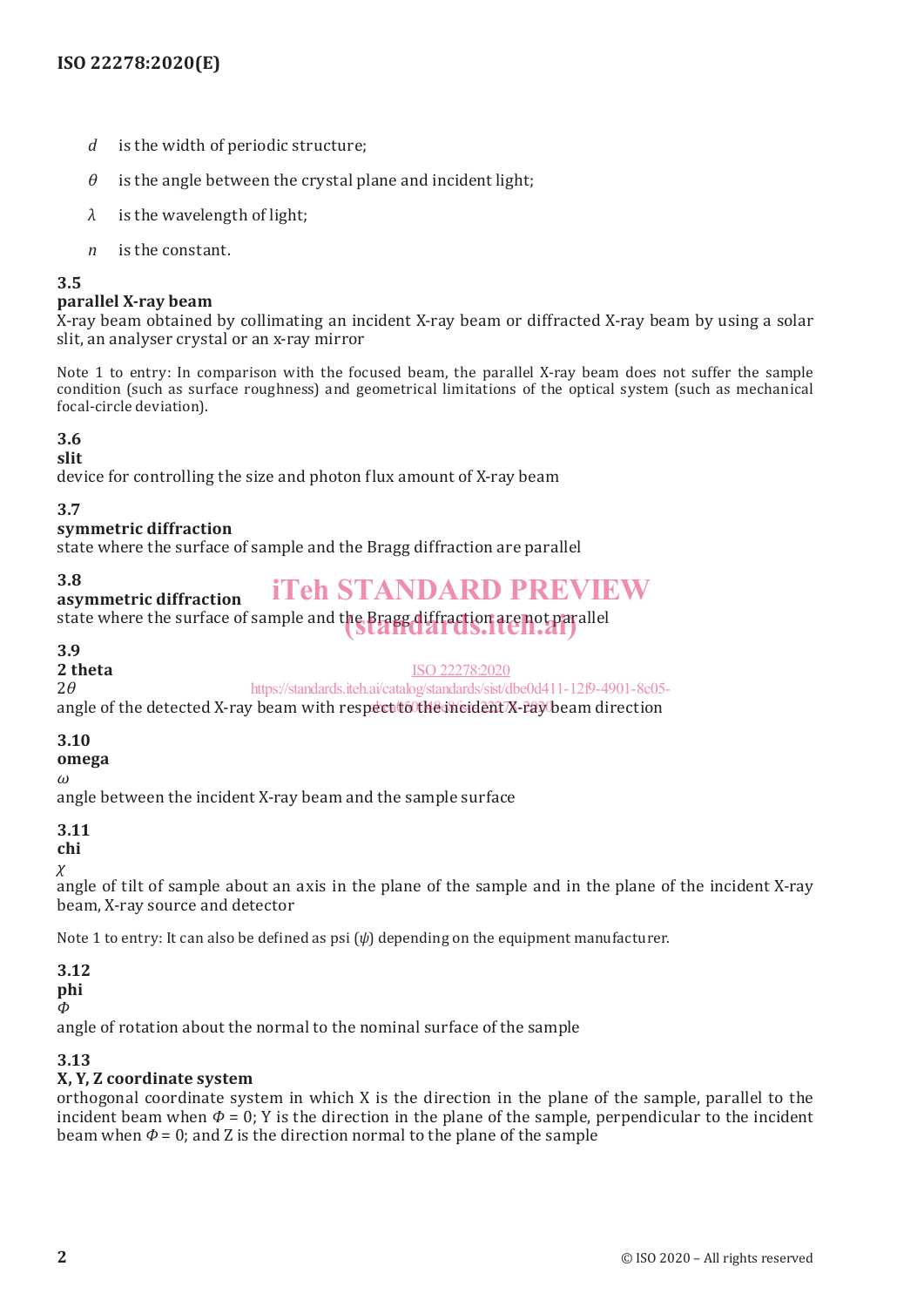- $d$ is the width of periodic structure;
- $\theta$ is the angle between the crystal plane and incident light;
- $\lambda$ is the wavelength of light;
- $n$ is the constant.

### 3.5
**parallel X-ray beam**
X-ray beam obtained by collimating an incident X-ray beam or diffracted X-ray beam by using a solar slit, an analyser crystal or an x-ray mirror

Note 1 to entry: In comparison with the focused beam, the parallel X-ray beam does not suffer the sample condition (such as surface roughness) and geometrical limitations of the optical system (such as mechanical focal-circle deviation).

### 3.6
**slit**
device for controlling the size and photon flux amount of X-ray beam

### 3.7
**symmetric diffraction**
state where the surface of sample and the Bragg diffraction are parallel

### 3.8
**asymmetric diffraction**
state where the surface of sample and the Bragg diffraction are not parallel

### 3.9
**2 theta**
$2\theta$
angle of the detected X-ray beam with respect to the incident X-ray beam direction

### 3.10
**omega**
$\omega$
angle between the incident X-ray beam and the sample surface

### 3.11
**chi**
$\chi$
angle of tilt of sample about an axis in the plane of the sample and in the plane of the incident X-ray beam, X-ray source and detector

Note 1 to entry: It can also be defined as psi ($\psi$) depending on the equipment manufacturer.

### 3.12
**phi**
$\Phi$
angle of rotation about the normal to the nominal surface of the sample

### 3.13
**X, Y, Z coordinate system**
orthogonal coordinate system in which X is the direction in the plane of the sample, parallel to the incident beam when $\Phi = 0$; Y is the direction in the plane of the sample, perpendicular to the incident beam when $\Phi = 0$; and Z is the direction normal to the plane of the sample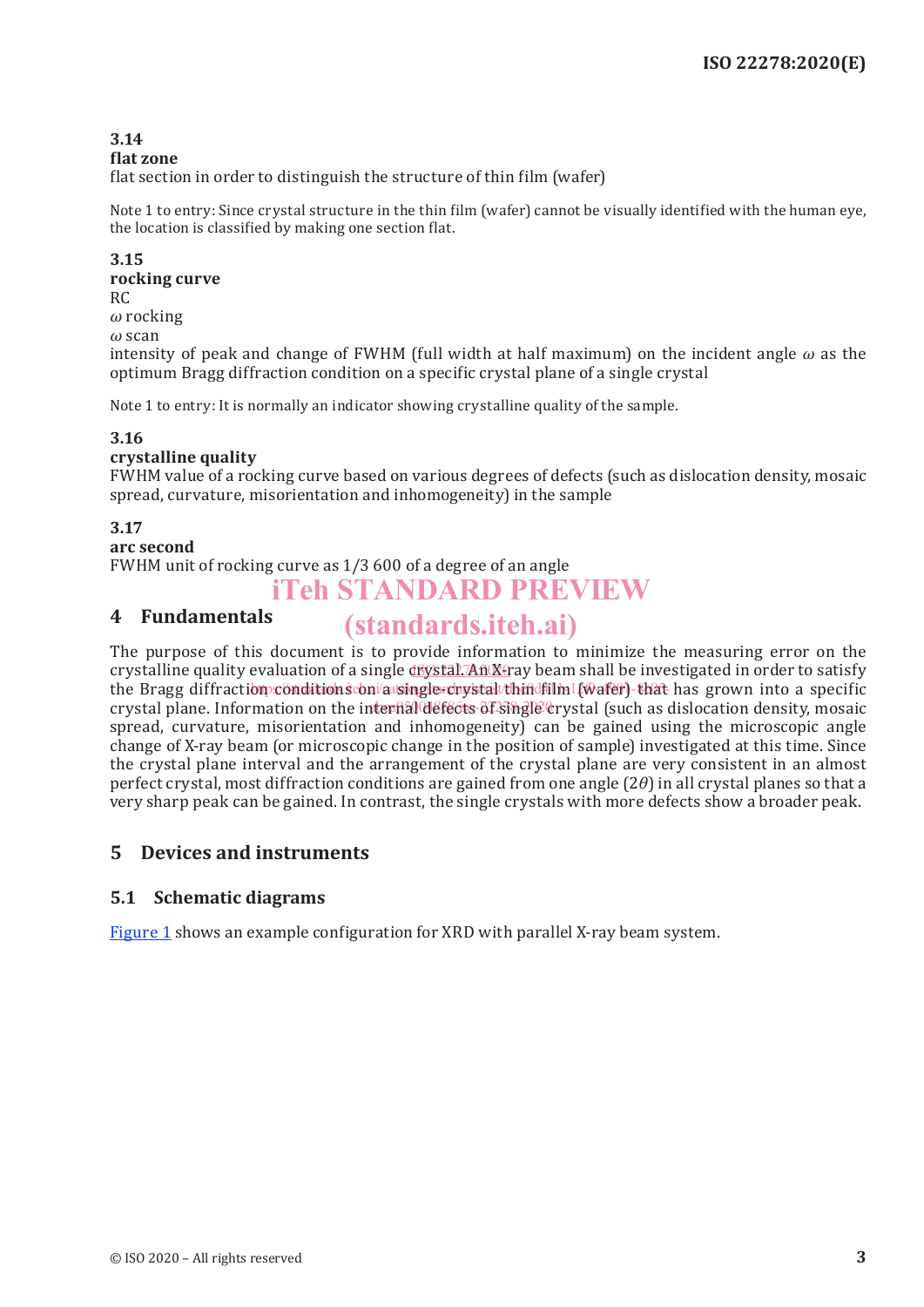**3.14**

**flat zone**

flat section in order to distinguish the structure of thin film (wafer)

Note 1 to entry: Since crystal structure in the thin film (wafer) cannot be visually identified with the human eye, the location is classified by making one section flat.

**3.15**

**rocking curve**

RC

*ω* rocking

*ω* scan

intensity of peak and change of FWHM (full width at half maximum) on the incident angle *ω* as the optimum Bragg diffraction condition on a specific crystal plane of a single crystal

Note 1 to entry: It is normally an indicator showing crystalline quality of the sample.

**3.16**

**crystalline quality**

FWHM value of a rocking curve based on various degrees of defects (such as dislocation density, mosaic spread, curvature, misorientation and inhomogeneity) in the sample

**3.17**

**arc second**

FWHM unit of rocking curve as 1/3 600 of a degree of an angle

# 4 Fundamentals

The purpose of this document is to provide information to minimize the measuring error on the crystalline quality evaluation of a single crystal. An X-ray beam shall be investigated in order to satisfy the Bragg diffraction conditions on a single-crystal thin film (wafer) that has grown into a specific crystal plane. Information on the internal defects of single crystal (such as dislocation density, mosaic spread, curvature, misorientation and inhomogeneity) can be gained using the microscopic angle change of X-ray beam (or microscopic change in the position of sample) investigated at this time. Since the crystal plane interval and the arrangement of the crystal plane are very consistent in an almost perfect crystal, most diffraction conditions are gained from one angle ($2\theta$) in all crystal planes so that a very sharp peak can be gained. In contrast, the single crystals with more defects show a broader peak.

# 5 Devices and instruments

## 5.1 Schematic diagrams

Figure 1 shows an example configuration for XRD with parallel X-ray beam system.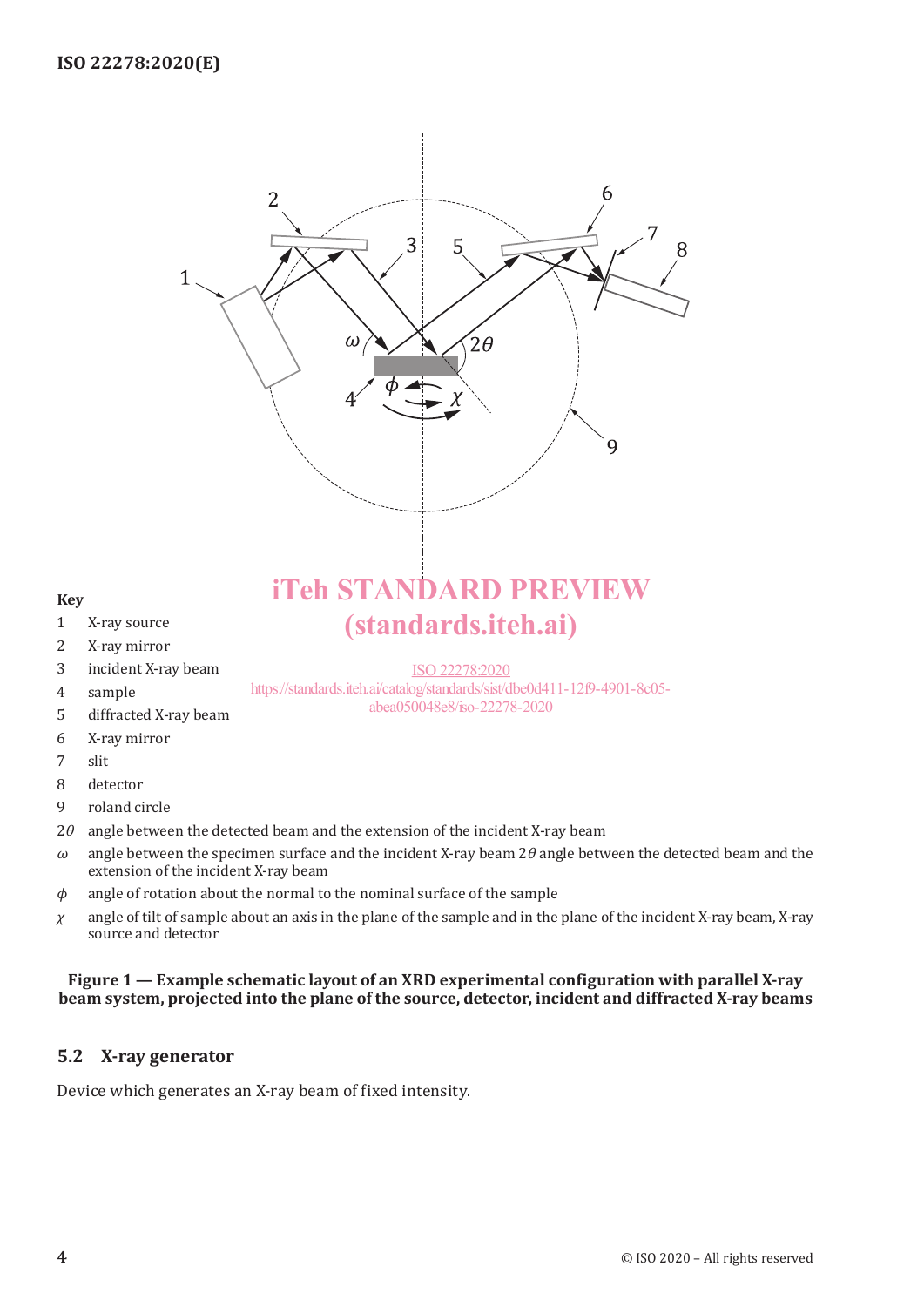**Key**

1 X-ray source

2 X-ray mirror

3 incident X-ray beam

4 sample

5 diffracted X-ray beam

6 X-ray mirror

7 slit

8 detector

9 roland circle

$2\theta$ angle between the detected beam and the extension of the incident X-ray beam

$\omega$ angle between the specimen surface and the incident X-ray beam $2\theta$ angle between the detected beam and the extension of the incident X-ray beam

$\phi$ angle of rotation about the normal to the nominal surface of the sample

$\chi$ angle of tilt of sample about an axis in the plane of the sample and in the plane of the incident X-ray beam, X-ray source and detector

**Figure 1 — Example schematic layout of an XRD experimental configuration with parallel X-ray beam system, projected into the plane of the source, detector, incident and diffracted X-ray beams**

## 5.2 X-ray generator

Device which generates an X-ray beam of fixed intensity.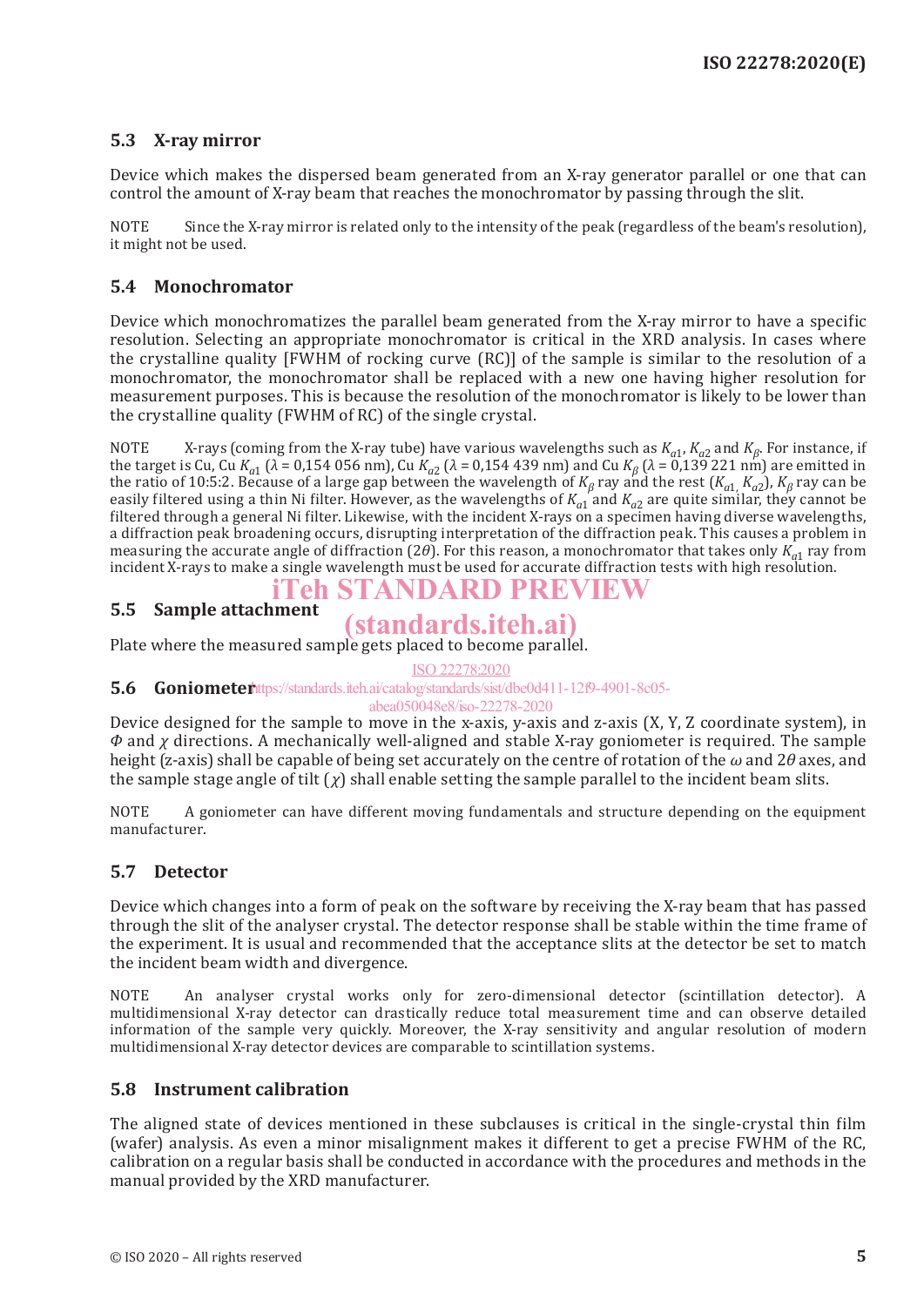## 5.3 X-ray mirror

Device which makes the dispersed beam generated from an X-ray generator parallel or one that can control the amount of X-ray beam that reaches the monochromator by passing through the slit.

NOTE Since the X-ray mirror is related only to the intensity of the peak (regardless of the beam's resolution), it might not be used.

## 5.4 Monochromator

Device which monochromatizes the parallel beam generated from the X-ray mirror to have a specific resolution. Selecting an appropriate monochromator is critical in the XRD analysis. In cases where the crystalline quality [FWHM of rocking curve (RC)] of the sample is similar to the resolution of a monochromator, the monochromator shall be replaced with a new one having higher resolution for measurement purposes. This is because the resolution of the monochromator is likely to be lower than the crystalline quality (FWHM of RC) of the single crystal.

NOTE X-rays (coming from the X-ray tube) have various wavelengths such as $K_{\alpha1}$, $K_{\alpha2}$ and $K_{\beta}$. For instance, if the target is Cu, Cu $K_{\alpha1}$ ($\lambda$ = 0,154 056 nm), Cu $K_{\alpha2}$ ($\lambda$ = 0,154 439 nm) and Cu $K_{\beta}$ ($\lambda$ = 0,139 221 nm) are emitted in the ratio of 10:5:2. Because of a large gap between the wavelength of $K_{\beta}$ ray and the rest ($K_{\alpha1,}$ $K_{\alpha2}$), $K_{\beta}$ ray can be easily filtered using a thin Ni filter. However, as the wavelengths of $K_{\alpha1}$ and $K_{\alpha2}$ are quite similar, they cannot be filtered through a general Ni filter. Likewise, with the incident X-rays on a specimen having diverse wavelengths, a diffraction peak broadening occurs, disrupting interpretation of the diffraction peak. This causes a problem in measuring the accurate angle of diffraction ($2\theta$). For this reason, a monochromator that takes only $K_{\alpha1}$ ray from incident X-rays to make a single wavelength must be used for accurate diffraction tests with high resolution.

## 5.5 Sample attachment

Plate where the measured sample gets placed to become parallel.

## 5.6 Goniometer

Device designed for the sample to move in the x-axis, y-axis and z-axis (X, Y, Z coordinate system), in $\Phi$ and $\chi$ directions. A mechanically well-aligned and stable X-ray goniometer is required. The sample height (z-axis) shall be capable of being set accurately on the centre of rotation of the $\omega$ and $2\theta$ axes, and the sample stage angle of tilt ($\chi$) shall enable setting the sample parallel to the incident beam slits.

NOTE A goniometer can have different moving fundamentals and structure depending on the equipment manufacturer.

## 5.7 Detector

Device which changes into a form of peak on the software by receiving the X-ray beam that has passed through the slit of the analyser crystal. The detector response shall be stable within the time frame of the experiment. It is usual and recommended that the acceptance slits at the detector be set to match the incident beam width and divergence.

NOTE An analyser crystal works only for zero-dimensional detector (scintillation detector). A multidimensional X-ray detector can drastically reduce total measurement time and can observe detailed information of the sample very quickly. Moreover, the X-ray sensitivity and angular resolution of modern multidimensional X-ray detector devices are comparable to scintillation systems.

## 5.8 Instrument calibration

The aligned state of devices mentioned in these subclauses is critical in the single-crystal thin film (wafer) analysis. As even a minor misalignment makes it different to get a precise FWHM of the RC, calibration on a regular basis shall be conducted in accordance with the procedures and methods in the manual provided by the XRD manufacturer.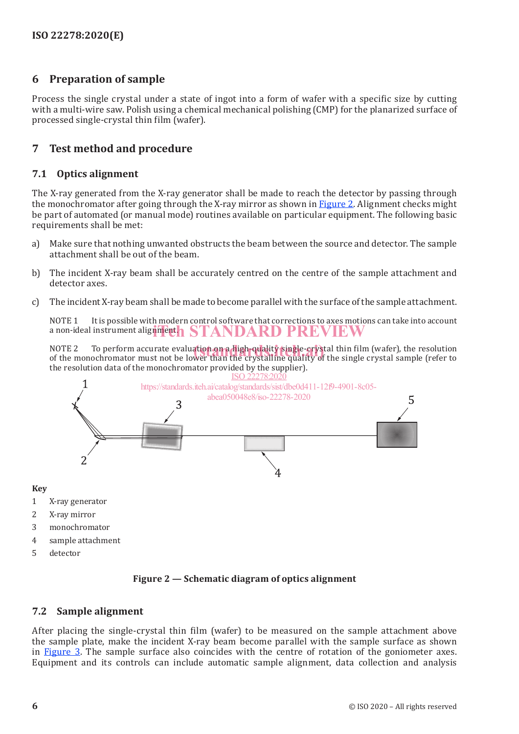## 6 Preparation of sample

Process the single crystal under a state of ingot into a form of wafer with a specific size by cutting with a multi-wire saw. Polish using a chemical mechanical polishing (CMP) for the planarized surface of processed single-crystal thin film (wafer).

## 7 Test method and procedure

### 7.1 Optics alignment

The X-ray generated from the X-ray generator shall be made to reach the detector by passing through the monochromator after going through the X-ray mirror as shown in Figure 2. Alignment checks might be part of automated (or manual mode) routines available on particular equipment. The following basic requirements shall be met:

a) Make sure that nothing unwanted obstructs the beam between the source and detector. The sample attachment shall be out of the beam.

b) The incident X-ray beam shall be accurately centred on the centre of the sample attachment and detector axes.

c) The incident X-ray beam shall be made to become parallel with the surface of the sample attachment.

NOTE 1 It is possible with modern control software that corrections to axes motions can take into account a non-ideal instrument alignment.

NOTE 2 To perform accurate evaluation on a high-quality single-crystal thin film (wafer), the resolution of the monochromator must not be lower than the crystalline quality of the single crystal sample (refer to the resolution data of the monochromator provided by the supplier).

1
2
3
4
5

**Key**

1 X-ray generator

2 X-ray mirror

3 monochromator

4 sample attachment

5 detector

**Figure 2 — Schematic diagram of optics alignment**

### 7.2 Sample alignment

After placing the single-crystal thin film (wafer) to be measured on the sample attachment above the sample plate, make the incident X-ray beam become parallel with the sample surface as shown in Figure 3. The sample surface also coincides with the centre of rotation of the goniometer axes. Equipment and its controls can include automatic sample alignment, data collection and analysis